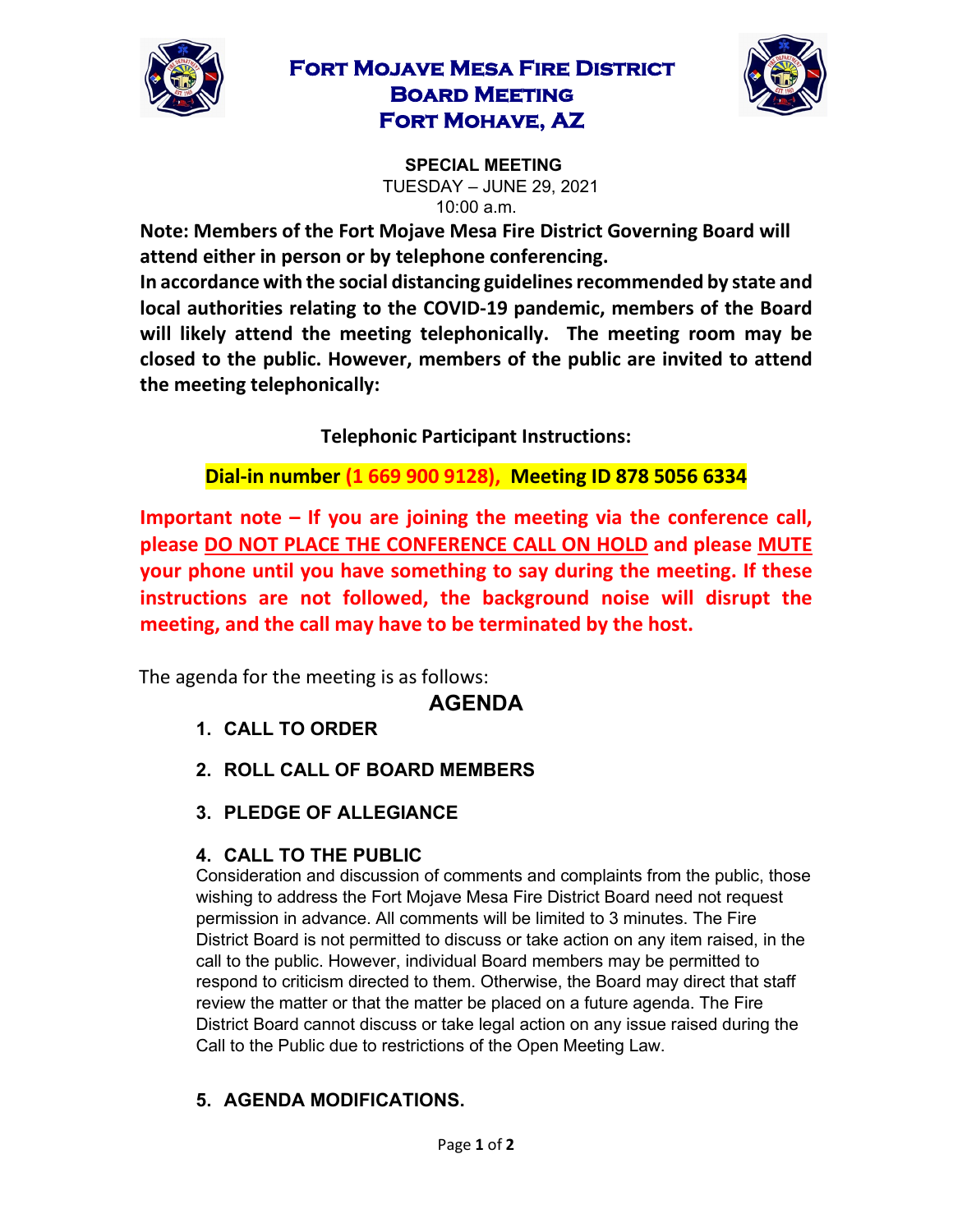# Fort Mojave Mesa Fire District
# Board Meeting
# Fort Mohave, AZ

**SPECIAL MEETING**
TUESDAY – JUNE 29, 2021
10:00 a.m.

**Note: Members of the Fort Mojave Mesa Fire District Governing Board will attend either in person or by telephone conferencing.**
**In accordance with the social distancing guidelines recommended by state and local authorities relating to the COVID-19 pandemic, members of the Board will likely attend the meeting telephonically. The meeting room may be closed to the public. However, members of the public are invited to attend the meeting telephonically:**

**Telephonic Participant Instructions:**

**Dial-in number (1 669 900 9128), Meeting ID 878 5056 6334**

**Important note – If you are joining the meeting via the conference call, please DO NOT PLACE THE CONFERENCE CALL ON HOLD and please MUTE your phone until you have something to say during the meeting. If these instructions are not followed, the background noise will disrupt the meeting, and the call may have to be terminated by the host.**

The agenda for the meeting is as follows:

## AGENDA

1. **CALL TO ORDER**

2. **ROLL CALL OF BOARD MEMBERS**

3. **PLEDGE OF ALLEGIANCE**

4. **CALL TO THE PUBLIC**
   Consideration and discussion of comments and complaints from the public, those wishing to address the Fort Mojave Mesa Fire District Board need not request permission in advance. All comments will be limited to 3 minutes. The Fire District Board is not permitted to discuss or take action on any item raised, in the call to the public. However, individual Board members may be permitted to respond to criticism directed to them. Otherwise, the Board may direct that staff review the matter or that the matter be placed on a future agenda. The Fire District Board cannot discuss or take legal action on any issue raised during the Call to the Public due to restrictions of the Open Meeting Law.

5. **AGENDA MODIFICATIONS.**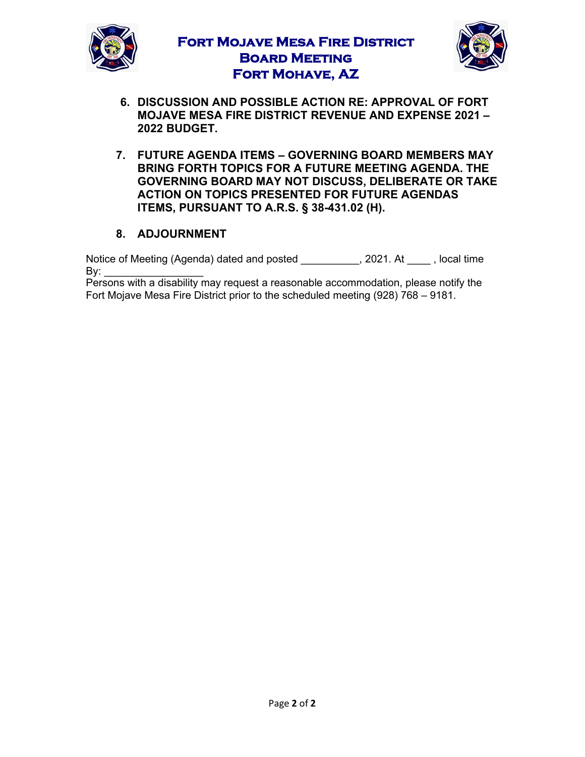6. **DISCUSSION AND POSSIBLE ACTION RE: APPROVAL OF FORT MOJAVE MESA FIRE DISTRICT REVENUE AND EXPENSE 2021 – 2022 BUDGET.**

7. **FUTURE AGENDA ITEMS – GOVERNING BOARD MEMBERS MAY BRING FORTH TOPICS FOR A FUTURE MEETING AGENDA. THE GOVERNING BOARD MAY NOT DISCUSS, DELIBERATE OR TAKE ACTION ON TOPICS PRESENTED FOR FUTURE AGENDAS ITEMS, PURSUANT TO A.R.S. § 38-431.02 (H).**

8. **ADJOURNMENT**

Notice of Meeting (Agenda) dated and posted __________, 2021. At ____ , local time
By: _________________
Persons with a disability may request a reasonable accommodation, please notify the Fort Mojave Mesa Fire District prior to the scheduled meeting (928) 768 – 9181.